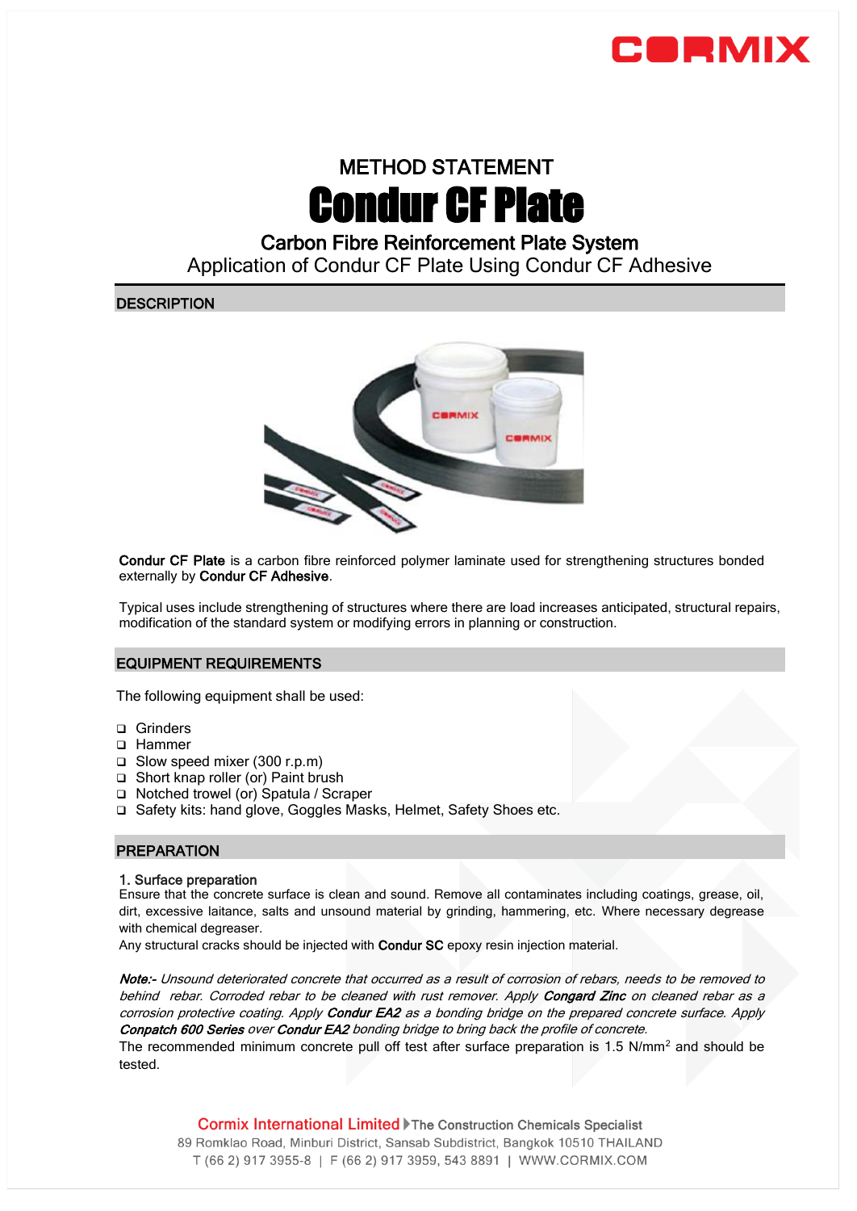# METHOD STATEMENT

# Condur CF Plate

## Carbon Fibre Reinforcement Plate System

Application of Condur CF Plate Using Condur CF Adhesive

## DESCRIPTION

**Condur CF Plate** is a carbon fibre reinforced polymer laminate used for strengthening structures bonded externally by **Condur CF Adhesive**.

Typical uses include strengthening of structures where there are load increases anticipated, structural repairs, modification of the standard system or modifying errors in planning or construction.

## EQUIPMENT REQUIREMENTS

The following equipment shall be used:

- Grinders
- Hammer
- Slow speed mixer (300 r.p.m)
- Short knap roller (or) Paint brush
- Notched trowel (or) Spatula / Scraper
- Safety kits: hand glove, Goggles Masks, Helmet, Safety Shoes etc.

## PREPARATION

### 1. Surface preparation

Ensure that the concrete surface is clean and sound. Remove all contaminates including coatings, grease, oil, dirt, excessive laitance, salts and unsound material by grinding, hammering, etc. Where necessary degrease with chemical degreaser.

Any structural cracks should be injected with **Condur SC** epoxy resin injection material.

***Note:-*** *Unsound deteriorated concrete that occurred as a result of corrosion of rebars, needs to be removed to behind rebar. Corroded rebar to be cleaned with rust remover. Apply* ***Congard Zinc*** *on cleaned rebar as a corrosion protective coating. Apply* ***Condur EA2*** *as a bonding bridge on the prepared concrete surface. Apply* ***Conpatch 600 Series*** *over* ***Condur EA2*** *bonding bridge to bring back the profile of concrete.*

The recommended minimum concrete pull off test after surface preparation is 1.5 N/mm$^2$ and should be tested.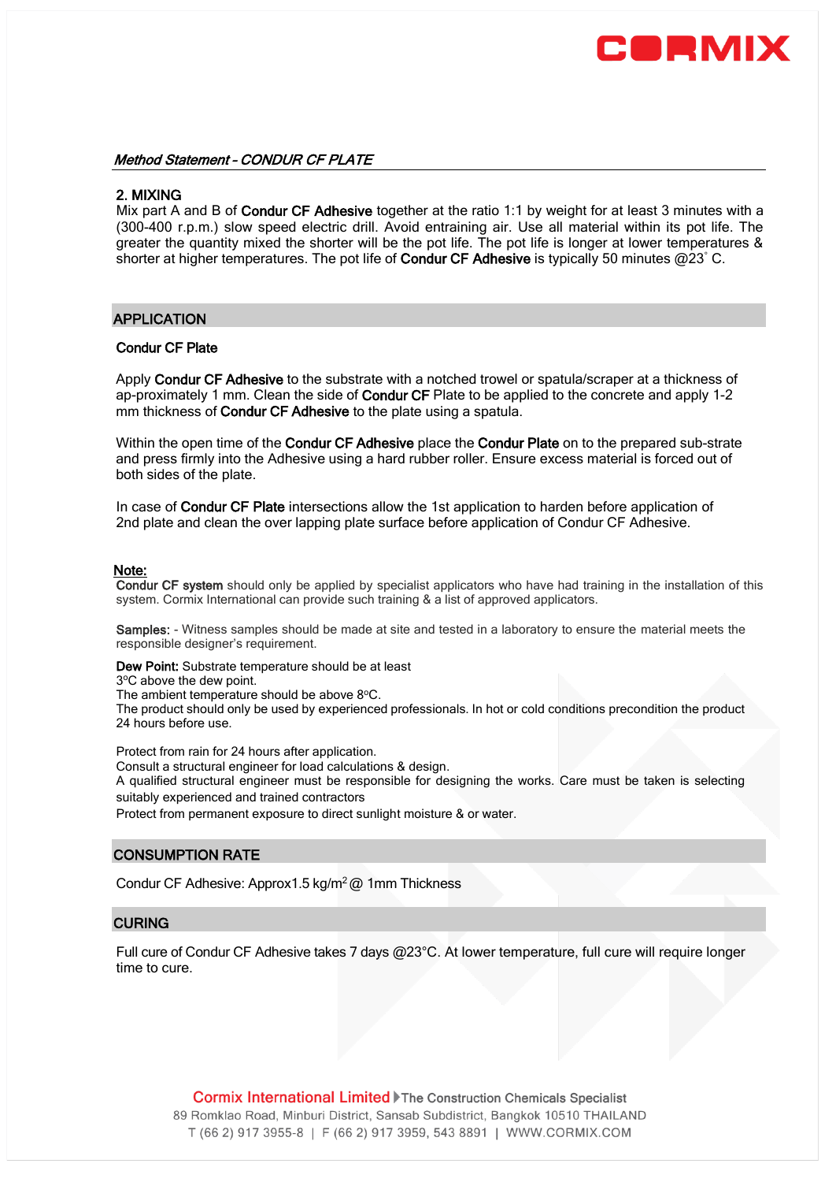## 2. MIXING

Mix part A and B of **Condur CF Adhesive** together at the ratio 1:1 by weight for at least 3 minutes with a (300-400 r.p.m.) slow speed electric drill. Avoid entraining air. Use all material within its pot life. The greater the quantity mixed the shorter will be the pot life. The pot life is longer at lower temperatures & shorter at higher temperatures. The pot life of **Condur CF Adhesive** is typically 50 minutes @23° C.

## APPLICATION

**Condur CF Plate**

Apply **Condur CF Adhesive** to the substrate with a notched trowel or spatula/scraper at a thickness of ap-proximately 1 mm. Clean the side of **Condur CF** Plate to be applied to the concrete and apply 1-2 mm thickness of **Condur CF Adhesive** to the plate using a spatula.

Within the open time of the **Condur CF Adhesive** place the **Condur Plate** on to the prepared sub-strate and press firmly into the Adhesive using a hard rubber roller. Ensure excess material is forced out of both sides of the plate.

In case of **Condur CF Plate** intersections allow the 1st application to harden before application of 2nd plate and clean the over lapping plate surface before application of Condur CF Adhesive.

**Note:**

**Condur CF system** should only be applied by specialist applicators who have had training in the installation of this system. Cormix International can provide such training & a list of approved applicators.

**Samples:** - Witness samples should be made at site and tested in a laboratory to ensure the material meets the responsible designer's requirement.

**Dew Point:** Substrate temperature should be at least
3ºC above the dew point.
The ambient temperature should be above 8ºC.
The product should only be used by experienced professionals. In hot or cold conditions precondition the product 24 hours before use.

Protect from rain for 24 hours after application.
Consult a structural engineer for load calculations & design.
A qualified structural engineer must be responsible for designing the works. Care must be taken is selecting suitably experienced and trained contractors
Protect from permanent exposure to direct sunlight moisture & or water.

## CONSUMPTION RATE

Condur CF Adhesive: Approx1.5 kg/m$^2$ @ 1mm Thickness

## CURING

Full cure of Condur CF Adhesive takes 7 days @23°C. At lower temperature, full cure will require longer time to cure.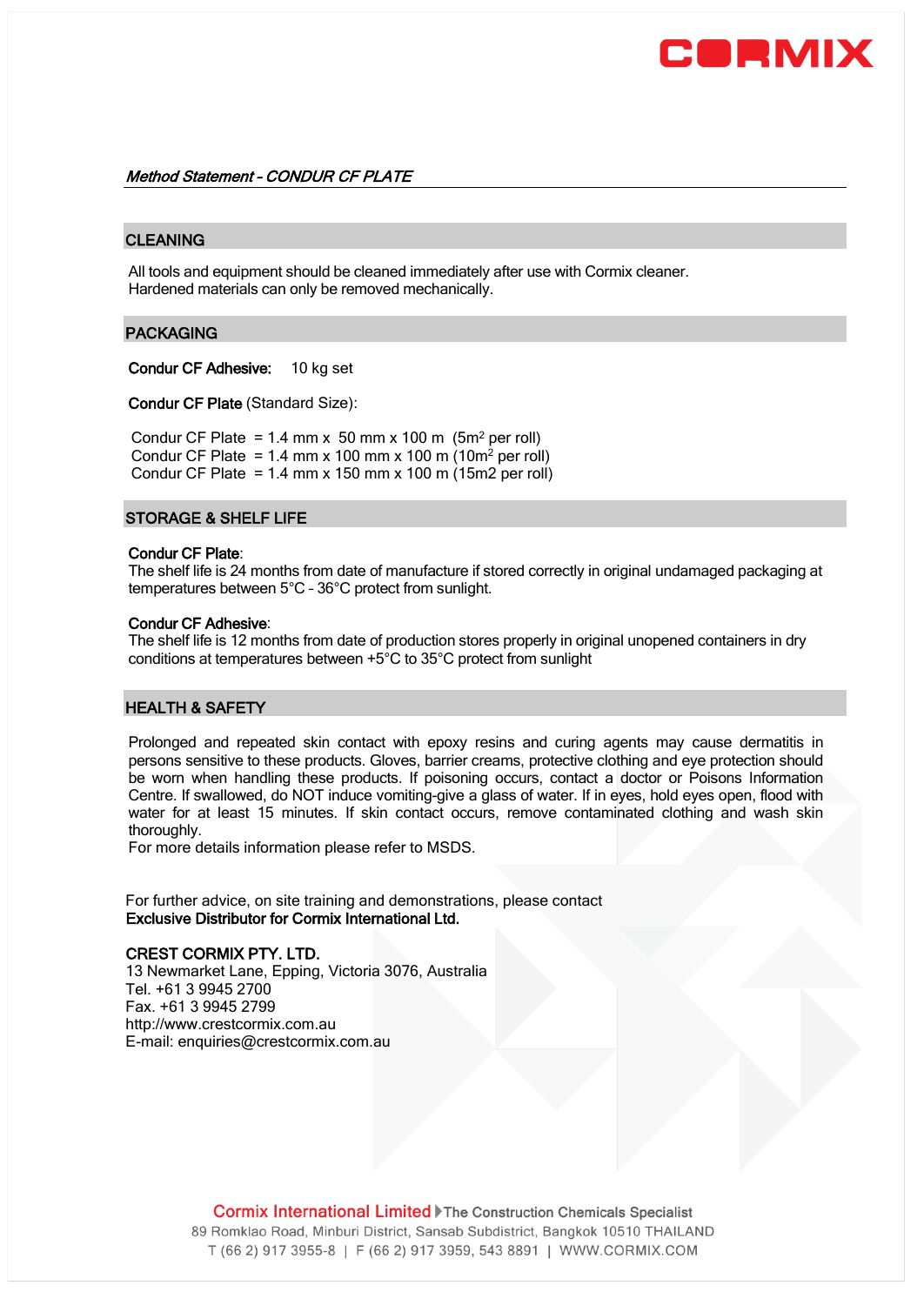*Method Statement - CONDUR CF PLATE*

## CLEANING

All tools and equipment should be cleaned immediately after use with Cormix cleaner.
Hardened materials can only be removed mechanically.

## PACKAGING

**Condur CF Adhesive:** 10 kg set

**Condur CF Plate** (Standard Size):

Condur CF Plate = 1.4 mm x 50 mm x 100 m (5m$^2$ per roll)
Condur CF Plate = 1.4 mm x 100 mm x 100 m (10m$^2$ per roll)
Condur CF Plate = 1.4 mm x 150 mm x 100 m (15m2 per roll)

## STORAGE & SHELF LIFE

**Condur CF Plate**:
The shelf life is 24 months from date of manufacture if stored correctly in original undamaged packaging at temperatures between 5°C – 36°C protect from sunlight.

**Condur CF Adhesive**:
The shelf life is 12 months from date of production stores properly in original unopened containers in dry conditions at temperatures between +5°C to 35°C protect from sunlight

## HEALTH & SAFETY

Prolonged and repeated skin contact with epoxy resins and curing agents may cause dermatitis in persons sensitive to these products. Gloves, barrier creams, protective clothing and eye protection should be worn when handling these products. If poisoning occurs, contact a doctor or Poisons Information Centre. If swallowed, do NOT induce vomiting-give a glass of water. If in eyes, hold eyes open, flood with water for at least 15 minutes. If skin contact occurs, remove contaminated clothing and wash skin thoroughly.
For more details information please refer to MSDS.

For further advice, on site training and demonstrations, please contact
**Exclusive Distributor for Cormix International Ltd.**

**CREST CORMIX PTY. LTD.**
13 Newmarket Lane, Epping, Victoria 3076, Australia
Tel. +61 3 9945 2700
Fax. +61 3 9945 2799
http://www.crestcormix.com.au
E-mail: enquiries@crestcormix.com.au